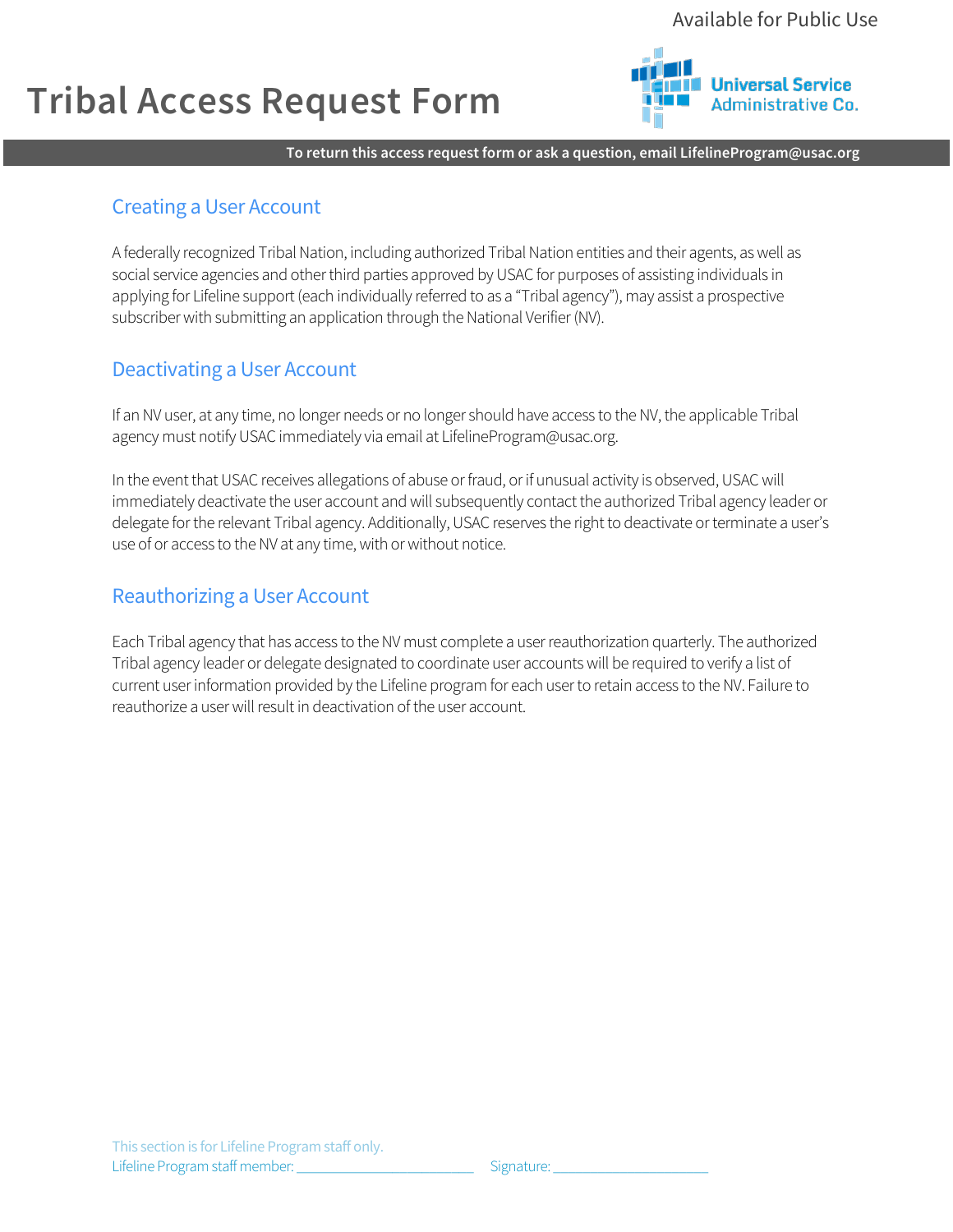Available for Public Use

# Tribal Access Request Form

Universal Service Administrative Co.

**To return this access request form or ask a question, email LifelineProgram@usac.org**

## Creating a User Account

A federally recognized Tribal Nation, including authorized Tribal Nation entities and their agents, as well as social service agencies and other third parties approved by USAC for purposes of assisting individuals in applying for Lifeline support (each individually referred to as a "Tribal agency"), may assist a prospective subscriber with submitting an application through the National Verifier (NV).

## Deactivating a User Account

If an NV user, at any time, no longer needs or no longer should have access to the NV, the applicable Tribal agency must notify USAC immediately via email at LifelineProgram@usac.org.

In the event that USAC receives allegations of abuse or fraud, or if unusual activity is observed, USAC will immediately deactivate the user account and will subsequently contact the authorized Tribal agency leader or delegate for the relevant Tribal agency. Additionally, USAC reserves the right to deactivate or terminate a user's use of or access to the NV at any time, with or without notice.

## Reauthorizing a User Account

Each Tribal agency that has access to the NV must complete a user reauthorization quarterly. The authorized Tribal agency leader or delegate designated to coordinate user accounts will be required to verify a list of current user information provided by the Lifeline program for each user to retain access to the NV. Failure to reauthorize a user will result in deactivation of the user account.

This section is for Lifeline Program staff only.
Lifeline Program staff member: ______________________ Signature: ____________________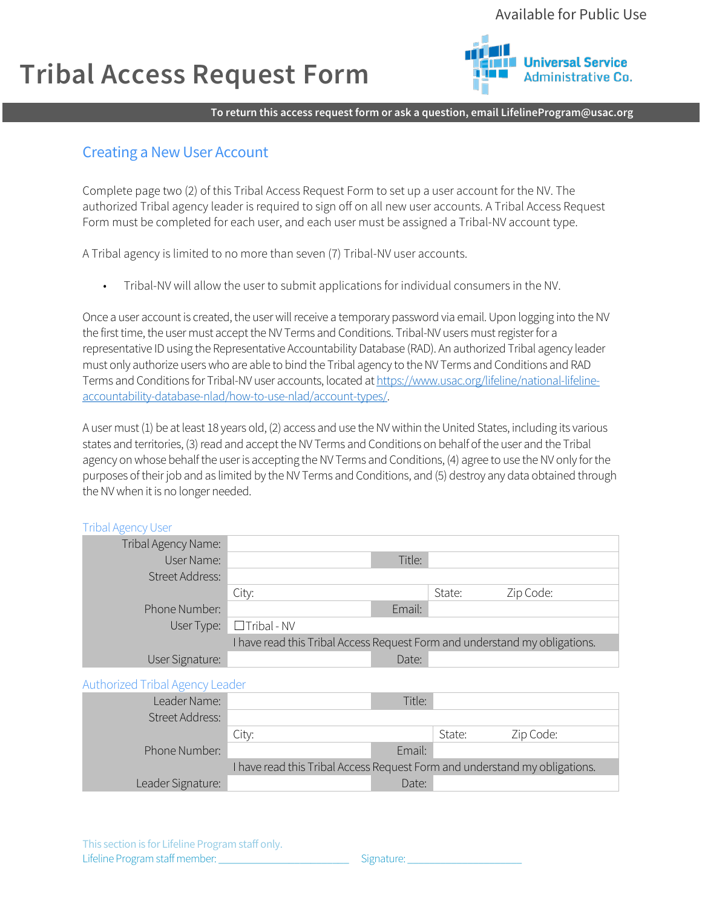Available for Public Use

# Tribal Access Request Form

**To return this access request form or ask a question, email LifelineProgram@usac.org**

## Creating a New User Account

Complete page two (2) of this Tribal Access Request Form to set up a user account for the NV. The authorized Tribal agency leader is required to sign off on all new user accounts. A Tribal Access Request Form must be completed for each user, and each user must be assigned a Tribal-NV account type.

A Tribal agency is limited to no more than seven (7) Tribal-NV user accounts.

- Tribal-NV will allow the user to submit applications for individual consumers in the NV.

Once a user account is created, the user will receive a temporary password via email. Upon logging into the NV the first time, the user must accept the NV Terms and Conditions. Tribal-NV users must register for a representative ID using the Representative Accountability Database (RAD). An authorized Tribal agency leader must only authorize users who are able to bind the Tribal agency to the NV Terms and Conditions and RAD Terms and Conditions for Tribal-NV user accounts, located at [https://www.usac.org/lifeline/national-lifeline-accountability-database-nlad/how-to-use-nlad/account-types/](https://www.usac.org/lifeline/national-lifeline-accountability-database-nlad/how-to-use-nlad/account-types/).

A user must (1) be at least 18 years old, (2) access and use the NV within the United States, including its various states and territories, (3) read and accept the NV Terms and Conditions on behalf of the user and the Tribal agency on whose behalf the user is accepting the NV Terms and Conditions, (4) agree to use the NV only for the purposes of their job and as limited by the NV Terms and Conditions, and (5) destroy any data obtained through the NV when it is no longer needed.

### Tribal Agency User

| | | | |
|---|---|---|---|
| Tribal Agency Name: | | | |
| User Name: | | Title: | |
| Street Address: | | | |
| | City: | State: | Zip Code: |
| Phone Number: | | Email: | |
| User Type: | ☐Tribal - NV | | |
| | I have read this Tribal Access Request Form and understand my obligations. | | |
| User Signature: | | Date: | |

### Authorized Tribal Agency Leader

| | | | |
|---|---|---|---|
| Leader Name: | | Title: | |
| Street Address: | | | |
| | City: | State: | Zip Code: |
| Phone Number: | | Email: | |
| | I have read this Tribal Access Request Form and understand my obligations. | | |
| Leader Signature: | | Date: | |

This section is for Lifeline Program staff only.

Lifeline Program staff member: ________________________ Signature: ____________________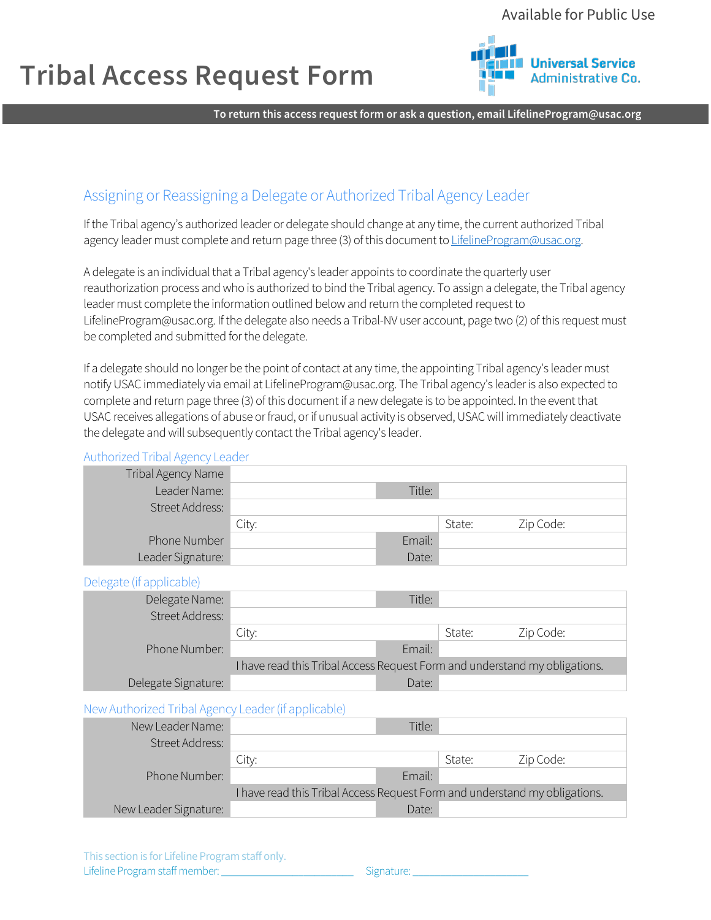Available for Public Use

# Tribal Access Request Form

Universal Service Administrative Co.

**To return this access request form or ask a question, email LifelineProgram@usac.org**

## Assigning or Reassigning a Delegate or Authorized Tribal Agency Leader

If the Tribal agency's authorized leader or delegate should change at any time, the current authorized Tribal agency leader must complete and return page three (3) of this document to LifelineProgram@usac.org.

A delegate is an individual that a Tribal agency's leader appoints to coordinate the quarterly user reauthorization process and who is authorized to bind the Tribal agency. To assign a delegate, the Tribal agency leader must complete the information outlined below and return the completed request to LifelineProgram@usac.org. If the delegate also needs a Tribal-NV user account, page two (2) of this request must be completed and submitted for the delegate.

If a delegate should no longer be the point of contact at any time, the appointing Tribal agency's leader must notify USAC immediately via email at LifelineProgram@usac.org. The Tribal agency's leader is also expected to complete and return page three (3) of this document if a new delegate is to be appointed. In the event that USAC receives allegations of abuse or fraud, or if unusual activity is observed, USAC will immediately deactivate the delegate and will subsequently contact the Tribal agency's leader.

### Authorized Tribal Agency Leader

| | | | | |
|---|---|---|---|---|
| Tribal Agency Name | | | | |
| Leader Name: | | Title: | | |
| Street Address: | | | | |
| | City: | | State: | Zip Code: |
| Phone Number | | Email: | | |
| Leader Signature: | | Date: | | |

### Delegate (if applicable)

| | | | | |
|---|---|---|---|---|
| Delegate Name: | | Title: | | |
| Street Address: | | | | |
| | City: | | State: | Zip Code: |
| Phone Number: | | Email: | | |
| | I have read this Tribal Access Request Form and understand my obligations. | | | |
| Delegate Signature: | | Date: | | |

### New Authorized Tribal Agency Leader (if applicable)

| | | | | |
|---|---|---|---|---|
| New Leader Name: | | Title: | | |
| Street Address: | | | | |
| | City: | | State: | Zip Code: |
| Phone Number: | | Email: | | |
| | I have read this Tribal Access Request Form and understand my obligations. | | | |
| New Leader Signature: | | Date: | | |

This section is for Lifeline Program staff only.

Lifeline Program staff member: ______________________ Signature: ____________________